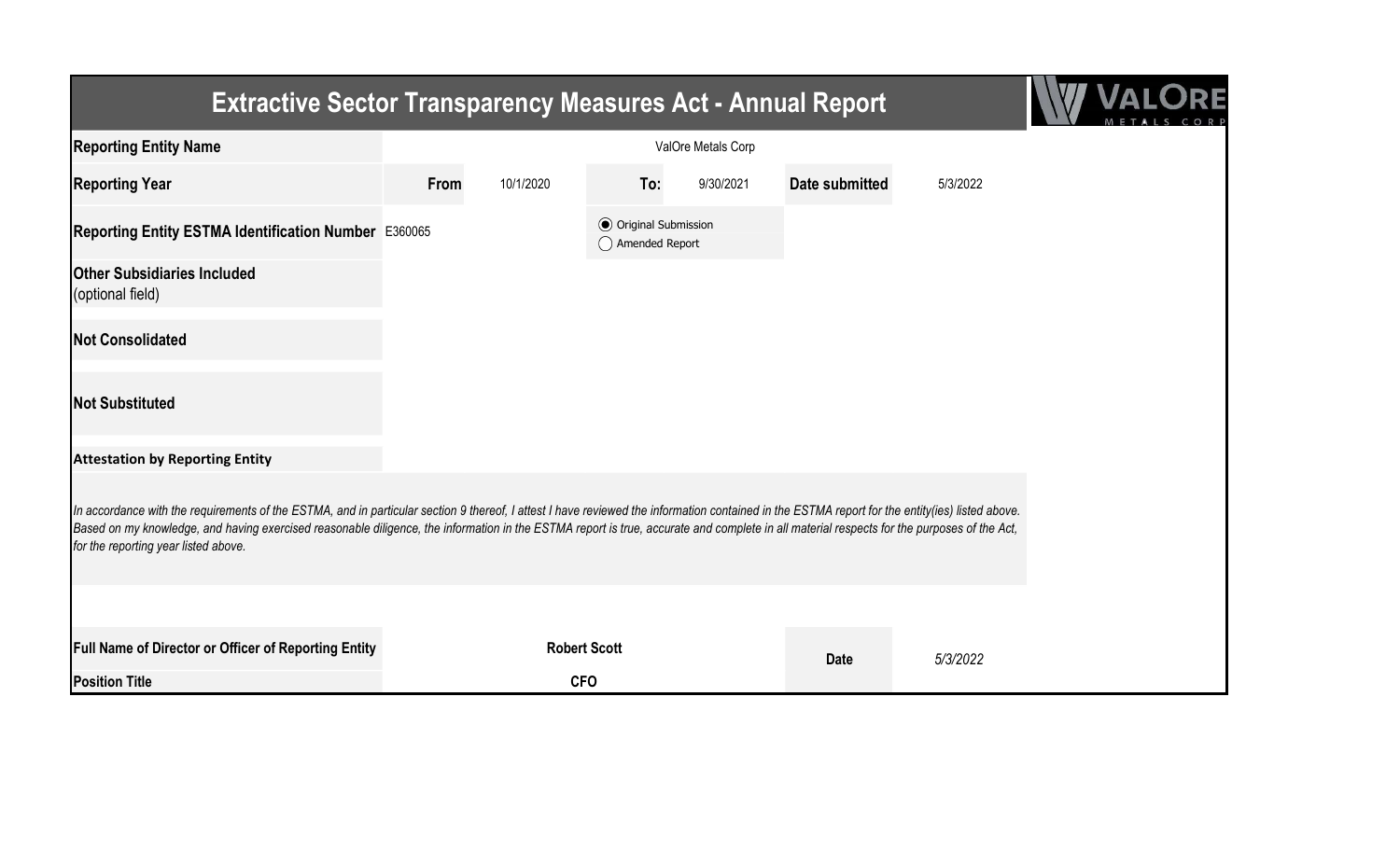# Extractive Sector Transparency Measures Act - Annual Report

| | | | | | | |
|---|---|---|---|---|---|---|
| **Reporting Entity Name** | ValOre Metals Corp | | | | | |
| **Reporting Year** | **From** | 10/1/2020 | **To:** | 9/30/2021 | **Date submitted** | 5/3/2022 |
| **Reporting Entity ESTMA Identification Number** | E360065 | | (●) Original Submission<br>( ) Amended Report | | | |
| **Other Subsidiaries Included** (optional field) | | | | | | |
| **Not Consolidated** | | | | | | |
| **Not Substituted** | | | | | | |

**Attestation by Reporting Entity**

*In accordance with the requirements of the ESTMA, and in particular section 9 thereof, I attest I have reviewed the information contained in the ESTMA report for the entity(ies) listed above. Based on my knowledge, and having exercised reasonable diligence, the information in the ESTMA report is true, accurate and complete in all material respects for the purposes of the Act, for the reporting year listed above.*

| | | | |
|---|---|---|---|
| **Full Name of Director or Officer of Reporting Entity** | **Robert Scott** | **Date** | *5/3/2022* |
| **Position Title** | **CFO** | | |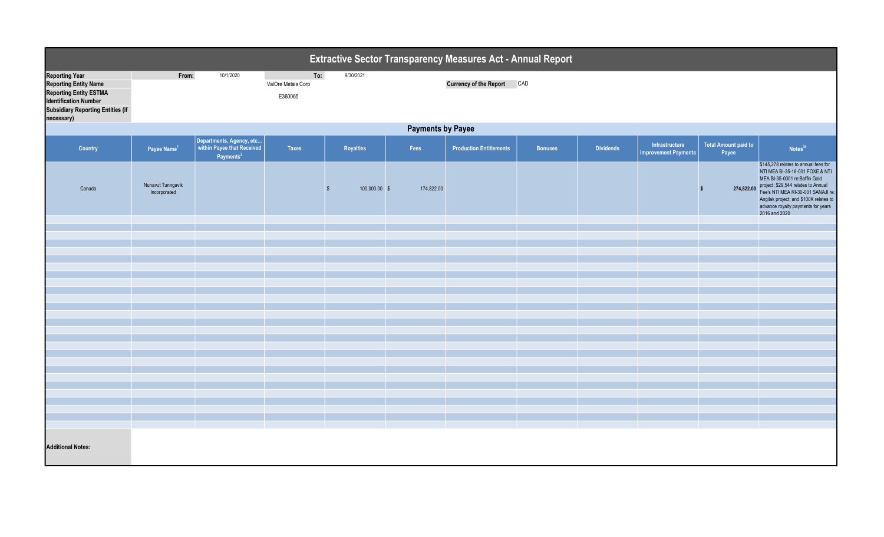# Extractive Sector Transparency Measures Act - Annual Report

| | | | |
|---|---|---|---|
| **Reporting Year** | From: 10/1/2020 | To: 9/30/2021 | |
| **Reporting Entity Name** | ValOre Metals Corp | **Currency of the Report** | CAD |
| **Reporting Entity ESTMA Identification Number** | E360065 | | |
| **Subsidiary Reporting Entities (if necessary)** | | | |

## Payments by Payee

| Country | Payee Name[1] | Departments, Agency, etc... within Payee that Received Payments[2] | Taxes | Royalties | Fees | Production Entitlements | Bonuses | Dividends | Infrastructure Improvement Payments | Total Amount paid to Payee | Notes[34] |
|---|---|---|---|---|---|---|---|---|---|---|---|
| Canada | Nunavut Tunngavik Incorporated | | | $ 100,000.00 | $ 174,822.00 | | | | | $ 274,822.00 | $145,278 relates to annual fees for NTI MEA BI-35-16-001 FOXE & NTI MEA BI-35-0001 re:Baffin Gold project; $29,544 relates to Annual Fee's NTI MEA RI-30-001 SANAJI re: Angilak project; and $100K relates to advance royalty payments for years 2016 and 2020 |

**Additional Notes:**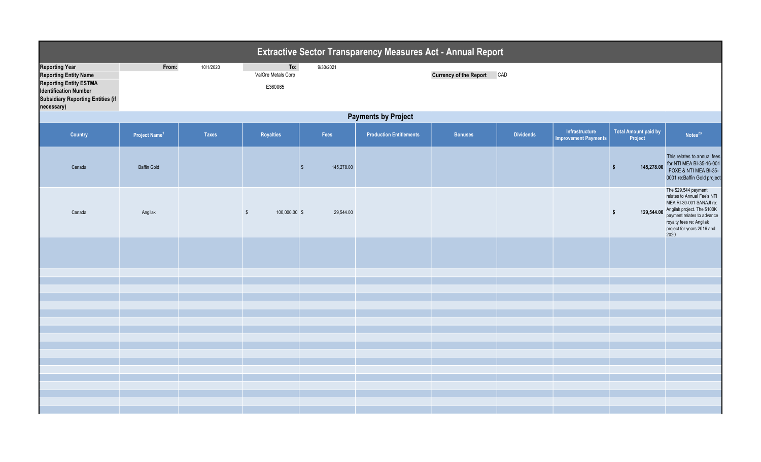# Extractive Sector Transparency Measures Act - Annual Report

| | | | |
|---|---|---|---|
| **Reporting Year** | **From:** 10/1/2020 | **To:** 9/30/2021 | |
| **Reporting Entity Name** | ValOre Metals Corp | **Currency of the Report** | CAD |
| **Reporting Entity ESTMA Identification Number** | E360065 | | |
| **Subsidiary Reporting Entities (if necessary)** | | | |

## Payments by Project

| Country | Project Name[1] | Taxes | Royalties | Fees | Production Entitlements | Bonuses | Dividends | Infrastructure Improvement Payments | Total Amount paid by Project | Notes[23] |
|---|---|---|---|---|---|---|---|---|---|---|
| Canada | Baffin Gold | | | $ 145,278.00 | | | | | **$ 145,278.00** | This relates to annual fees for NTI MEA BI-35-16-001 FOXE & NTI MEA BI-35-0001 re:Baffin Gold project |
| Canada | Angilak | | $ 100,000.00 | $ 29,544.00 | | | | | **$ 129,544.00** | The $29,544 payment relates to Annual Fee's NTI MEA RI-30-001 SANAJI re: Angilak project. The $100K payment relates to advance royalty fees re: Angilak project for years 2016 and 2020 |